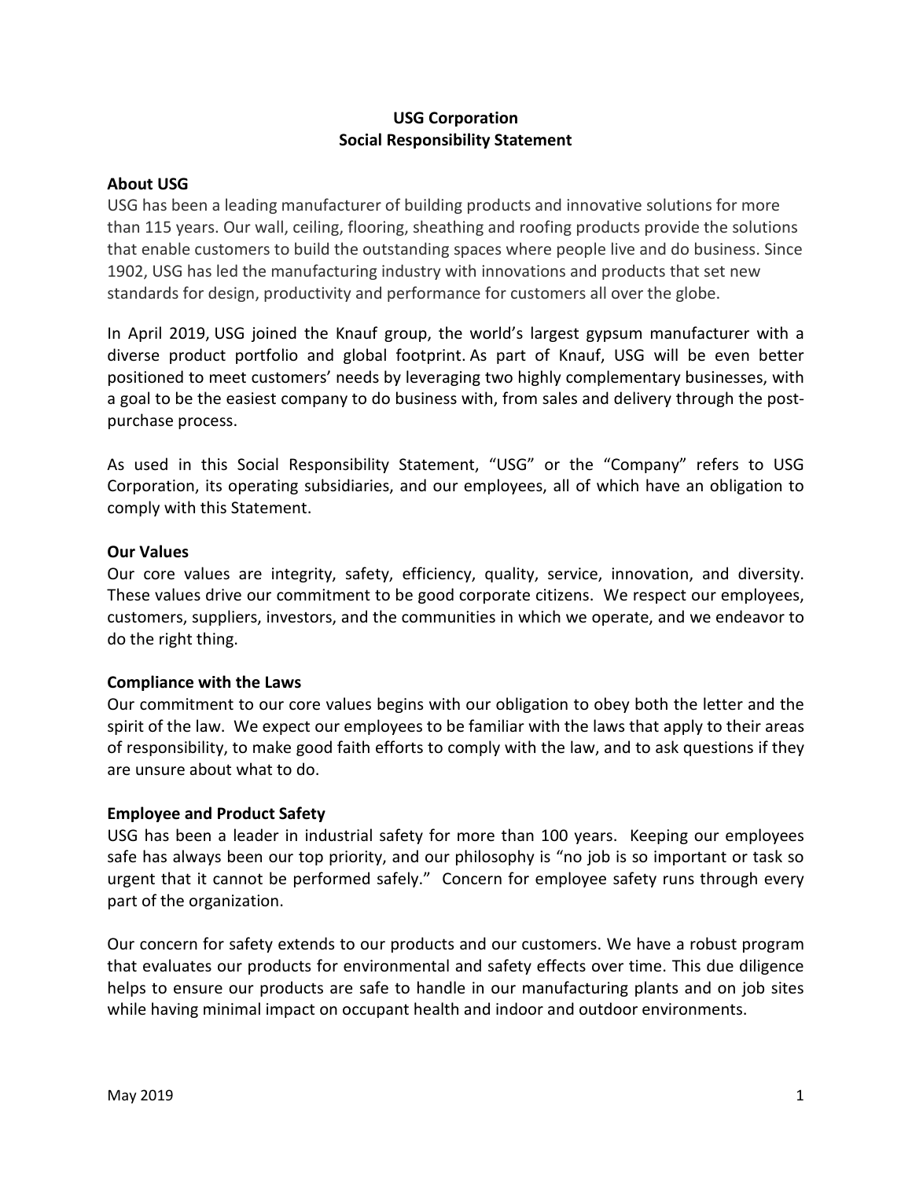# USG Corporation
# Social Responsibility Statement

## About USG

USG has been a leading manufacturer of building products and innovative solutions for more than 115 years. Our wall, ceiling, flooring, sheathing and roofing products provide the solutions that enable customers to build the outstanding spaces where people live and do business. Since 1902, USG has led the manufacturing industry with innovations and products that set new standards for design, productivity and performance for customers all over the globe.

In April 2019, USG joined the Knauf group, the world's largest gypsum manufacturer with a diverse product portfolio and global footprint. As part of Knauf, USG will be even better positioned to meet customers' needs by leveraging two highly complementary businesses, with a goal to be the easiest company to do business with, from sales and delivery through the post-purchase process.

As used in this Social Responsibility Statement, "USG" or the "Company" refers to USG Corporation, its operating subsidiaries, and our employees, all of which have an obligation to comply with this Statement.

## Our Values

Our core values are integrity, safety, efficiency, quality, service, innovation, and diversity. These values drive our commitment to be good corporate citizens. We respect our employees, customers, suppliers, investors, and the communities in which we operate, and we endeavor to do the right thing.

## Compliance with the Laws

Our commitment to our core values begins with our obligation to obey both the letter and the spirit of the law. We expect our employees to be familiar with the laws that apply to their areas of responsibility, to make good faith efforts to comply with the law, and to ask questions if they are unsure about what to do.

## Employee and Product Safety

USG has been a leader in industrial safety for more than 100 years. Keeping our employees safe has always been our top priority, and our philosophy is "no job is so important or task so urgent that it cannot be performed safely." Concern for employee safety runs through every part of the organization.

Our concern for safety extends to our products and our customers. We have a robust program that evaluates our products for environmental and safety effects over time. This due diligence helps to ensure our products are safe to handle in our manufacturing plants and on job sites while having minimal impact on occupant health and indoor and outdoor environments.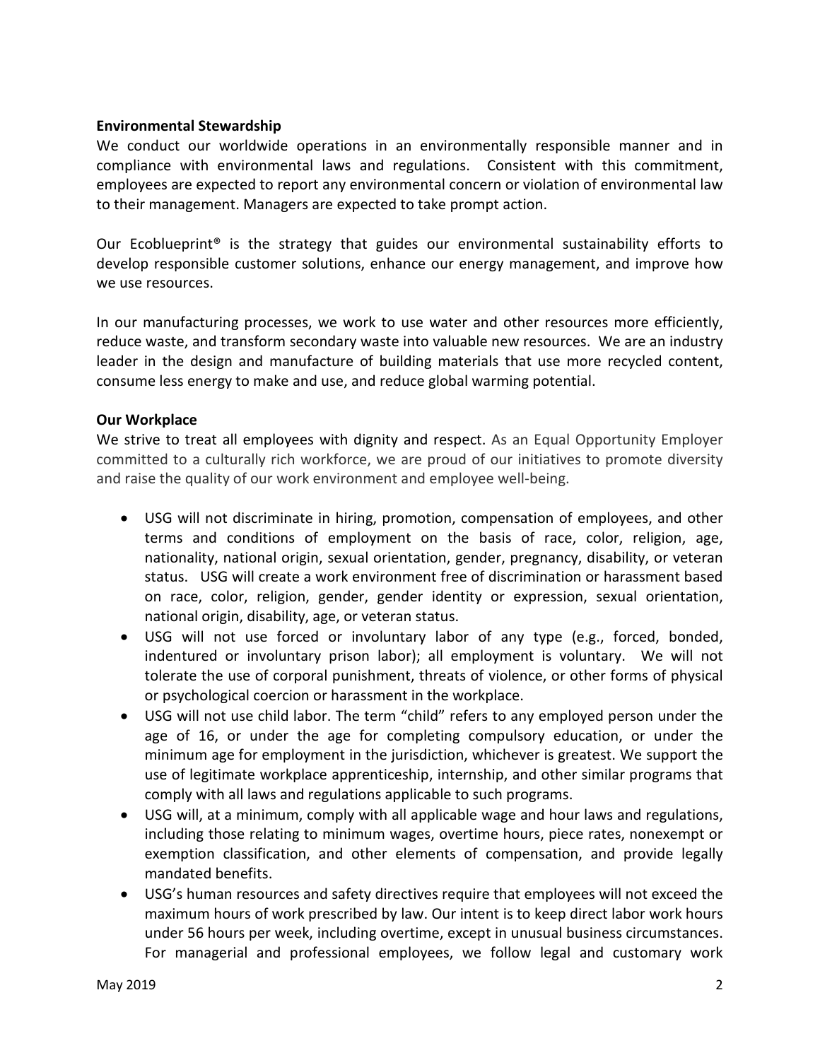**Environmental Stewardship**

We conduct our worldwide operations in an environmentally responsible manner and in compliance with environmental laws and regulations. Consistent with this commitment, employees are expected to report any environmental concern or violation of environmental law to their management. Managers are expected to take prompt action.

Our Ecoblueprint® is the strategy that guides our environmental sustainability efforts to develop responsible customer solutions, enhance our energy management, and improve how we use resources.

In our manufacturing processes, we work to use water and other resources more efficiently, reduce waste, and transform secondary waste into valuable new resources. We are an industry leader in the design and manufacture of building materials that use more recycled content, consume less energy to make and use, and reduce global warming potential.

**Our Workplace**

We strive to treat all employees with dignity and respect. As an Equal Opportunity Employer committed to a culturally rich workforce, we are proud of our initiatives to promote diversity and raise the quality of our work environment and employee well-being.

- USG will not discriminate in hiring, promotion, compensation of employees, and other terms and conditions of employment on the basis of race, color, religion, age, nationality, national origin, sexual orientation, gender, pregnancy, disability, or veteran status. USG will create a work environment free of discrimination or harassment based on race, color, religion, gender, gender identity or expression, sexual orientation, national origin, disability, age, or veteran status.
- USG will not use forced or involuntary labor of any type (e.g., forced, bonded, indentured or involuntary prison labor); all employment is voluntary. We will not tolerate the use of corporal punishment, threats of violence, or other forms of physical or psychological coercion or harassment in the workplace.
- USG will not use child labor. The term "child" refers to any employed person under the age of 16, or under the age for completing compulsory education, or under the minimum age for employment in the jurisdiction, whichever is greatest. We support the use of legitimate workplace apprenticeship, internship, and other similar programs that comply with all laws and regulations applicable to such programs.
- USG will, at a minimum, comply with all applicable wage and hour laws and regulations, including those relating to minimum wages, overtime hours, piece rates, nonexempt or exemption classification, and other elements of compensation, and provide legally mandated benefits.
- USG's human resources and safety directives require that employees will not exceed the maximum hours of work prescribed by law. Our intent is to keep direct labor work hours under 56 hours per week, including overtime, except in unusual business circumstances. For managerial and professional employees, we follow legal and customary work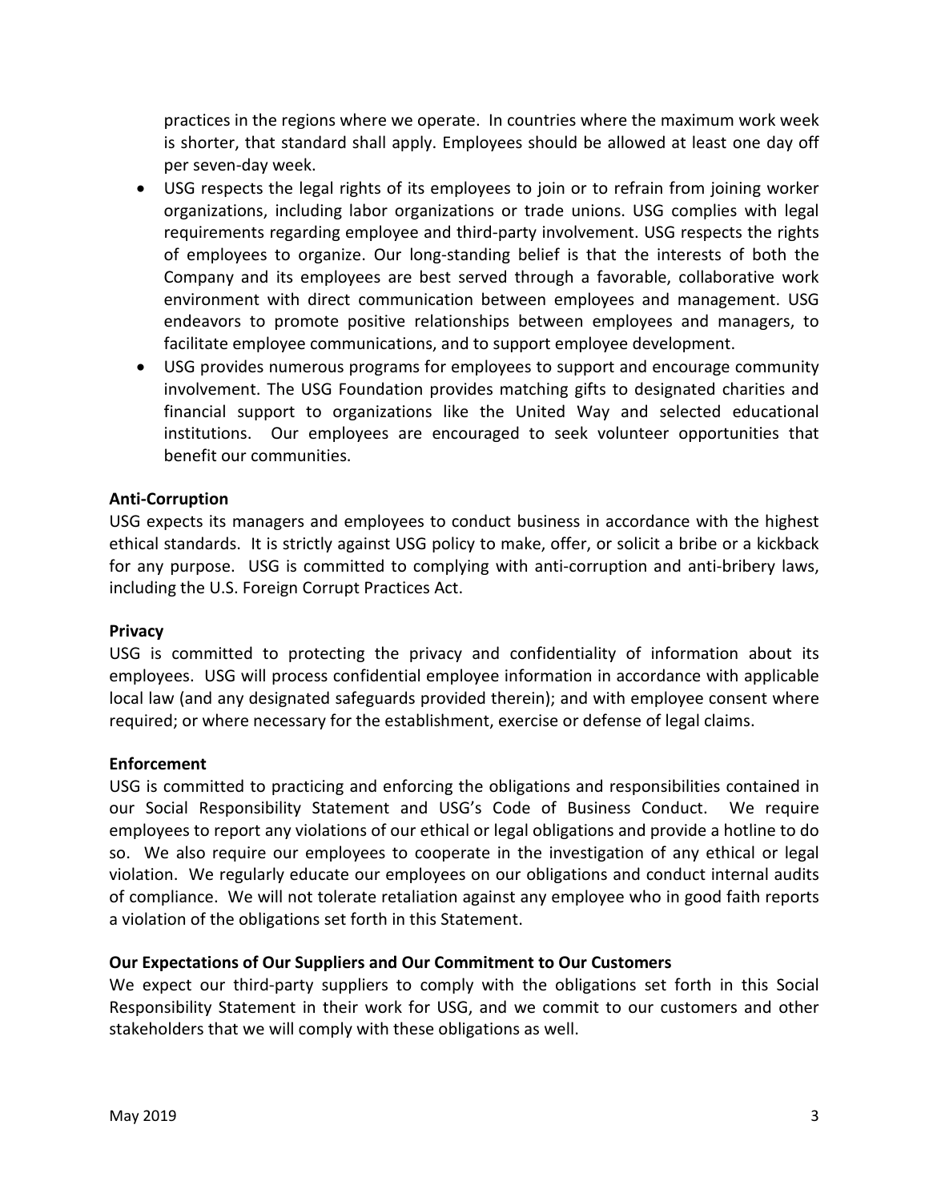practices in the regions where we operate. In countries where the maximum work week is shorter, that standard shall apply. Employees should be allowed at least one day off per seven-day week.

- USG respects the legal rights of its employees to join or to refrain from joining worker organizations, including labor organizations or trade unions. USG complies with legal requirements regarding employee and third-party involvement. USG respects the rights of employees to organize. Our long-standing belief is that the interests of both the Company and its employees are best served through a favorable, collaborative work environment with direct communication between employees and management. USG endeavors to promote positive relationships between employees and managers, to facilitate employee communications, and to support employee development.
- USG provides numerous programs for employees to support and encourage community involvement. The USG Foundation provides matching gifts to designated charities and financial support to organizations like the United Way and selected educational institutions. Our employees are encouraged to seek volunteer opportunities that benefit our communities.

**Anti-Corruption**

USG expects its managers and employees to conduct business in accordance with the highest ethical standards. It is strictly against USG policy to make, offer, or solicit a bribe or a kickback for any purpose. USG is committed to complying with anti-corruption and anti-bribery laws, including the U.S. Foreign Corrupt Practices Act.

**Privacy**

USG is committed to protecting the privacy and confidentiality of information about its employees. USG will process confidential employee information in accordance with applicable local law (and any designated safeguards provided therein); and with employee consent where required; or where necessary for the establishment, exercise or defense of legal claims.

**Enforcement**

USG is committed to practicing and enforcing the obligations and responsibilities contained in our Social Responsibility Statement and USG's Code of Business Conduct. We require employees to report any violations of our ethical or legal obligations and provide a hotline to do so. We also require our employees to cooperate in the investigation of any ethical or legal violation. We regularly educate our employees on our obligations and conduct internal audits of compliance. We will not tolerate retaliation against any employee who in good faith reports a violation of the obligations set forth in this Statement.

**Our Expectations of Our Suppliers and Our Commitment to Our Customers**

We expect our third-party suppliers to comply with the obligations set forth in this Social Responsibility Statement in their work for USG, and we commit to our customers and other stakeholders that we will comply with these obligations as well.